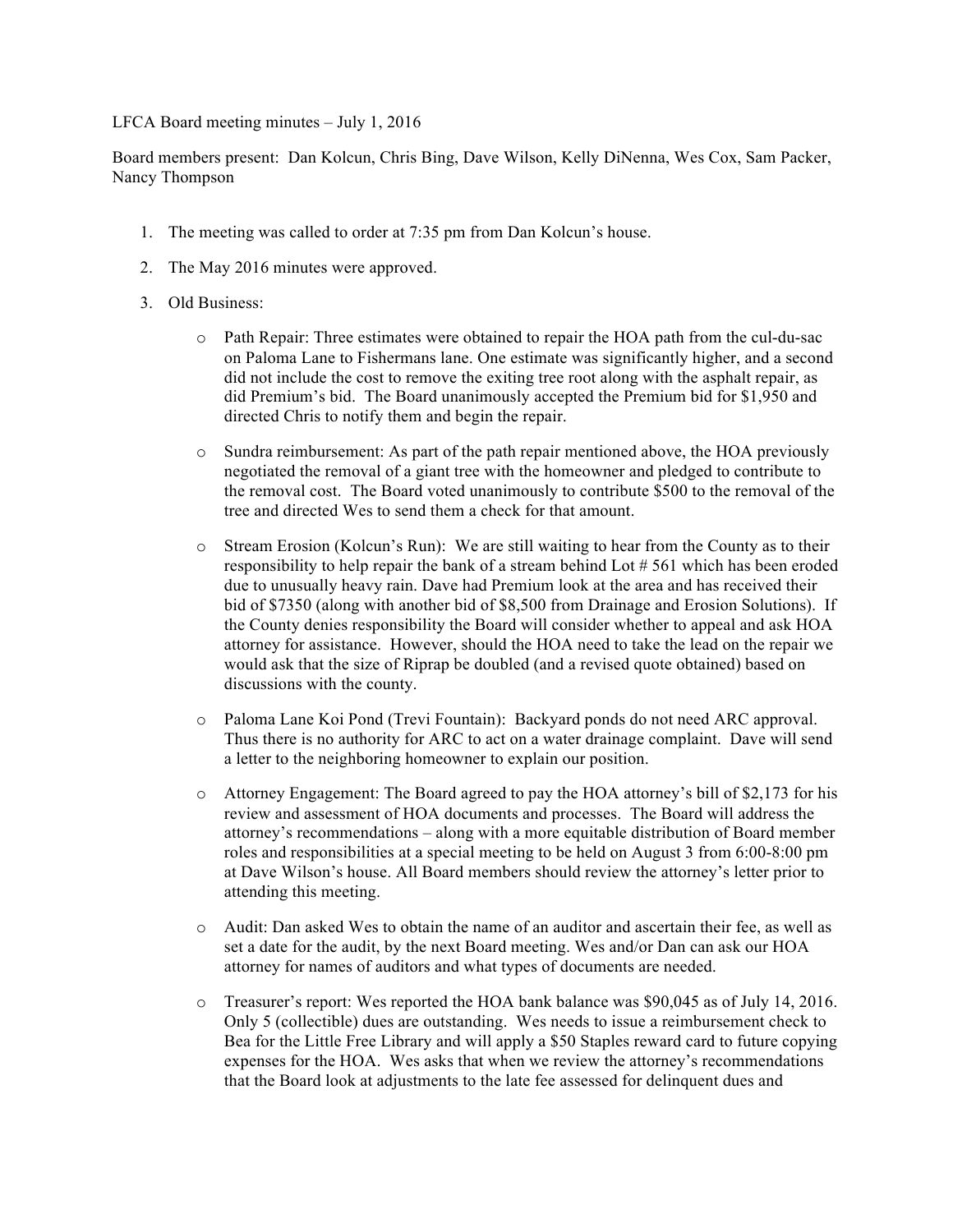LFCA Board meeting minutes – July 1, 2016

Board members present: Dan Kolcun, Chris Bing, Dave Wilson, Kelly DiNenna, Wes Cox, Sam Packer, Nancy Thompson

1. The meeting was called to order at 7:35 pm from Dan Kolcun's house.

2. The May 2016 minutes were approved.

3. Old Business:

    - Path Repair: Three estimates were obtained to repair the HOA path from the cul-du-sac on Paloma Lane to Fishermans lane. One estimate was significantly higher, and a second did not include the cost to remove the exiting tree root along with the asphalt repair, as did Premium's bid. The Board unanimously accepted the Premium bid for $1,950 and directed Chris to notify them and begin the repair.

    - Sundra reimbursement: As part of the path repair mentioned above, the HOA previously negotiated the removal of a giant tree with the homeowner and pledged to contribute to the removal cost. The Board voted unanimously to contribute $500 to the removal of the tree and directed Wes to send them a check for that amount.

    - Stream Erosion (Kolcun's Run): We are still waiting to hear from the County as to their responsibility to help repair the bank of a stream behind Lot # 561 which has been eroded due to unusually heavy rain. Dave had Premium look at the area and has received their bid of $7350 (along with another bid of $8,500 from Drainage and Erosion Solutions). If the County denies responsibility the Board will consider whether to appeal and ask HOA attorney for assistance. However, should the HOA need to take the lead on the repair we would ask that the size of Riprap be doubled (and a revised quote obtained) based on discussions with the county.

    - Paloma Lane Koi Pond (Trevi Fountain): Backyard ponds do not need ARC approval. Thus there is no authority for ARC to act on a water drainage complaint. Dave will send a letter to the neighboring homeowner to explain our position.

    - Attorney Engagement: The Board agreed to pay the HOA attorney's bill of $2,173 for his review and assessment of HOA documents and processes. The Board will address the attorney's recommendations – along with a more equitable distribution of Board member roles and responsibilities at a special meeting to be held on August 3 from 6:00-8:00 pm at Dave Wilson's house. All Board members should review the attorney's letter prior to attending this meeting.

    - Audit: Dan asked Wes to obtain the name of an auditor and ascertain their fee, as well as set a date for the audit, by the next Board meeting. Wes and/or Dan can ask our HOA attorney for names of auditors and what types of documents are needed.

    - Treasurer's report: Wes reported the HOA bank balance was $90,045 as of July 14, 2016. Only 5 (collectible) dues are outstanding. Wes needs to issue a reimbursement check to Bea for the Little Free Library and will apply a $50 Staples reward card to future copying expenses for the HOA. Wes asks that when we review the attorney's recommendations that the Board look at adjustments to the late fee assessed for delinquent dues and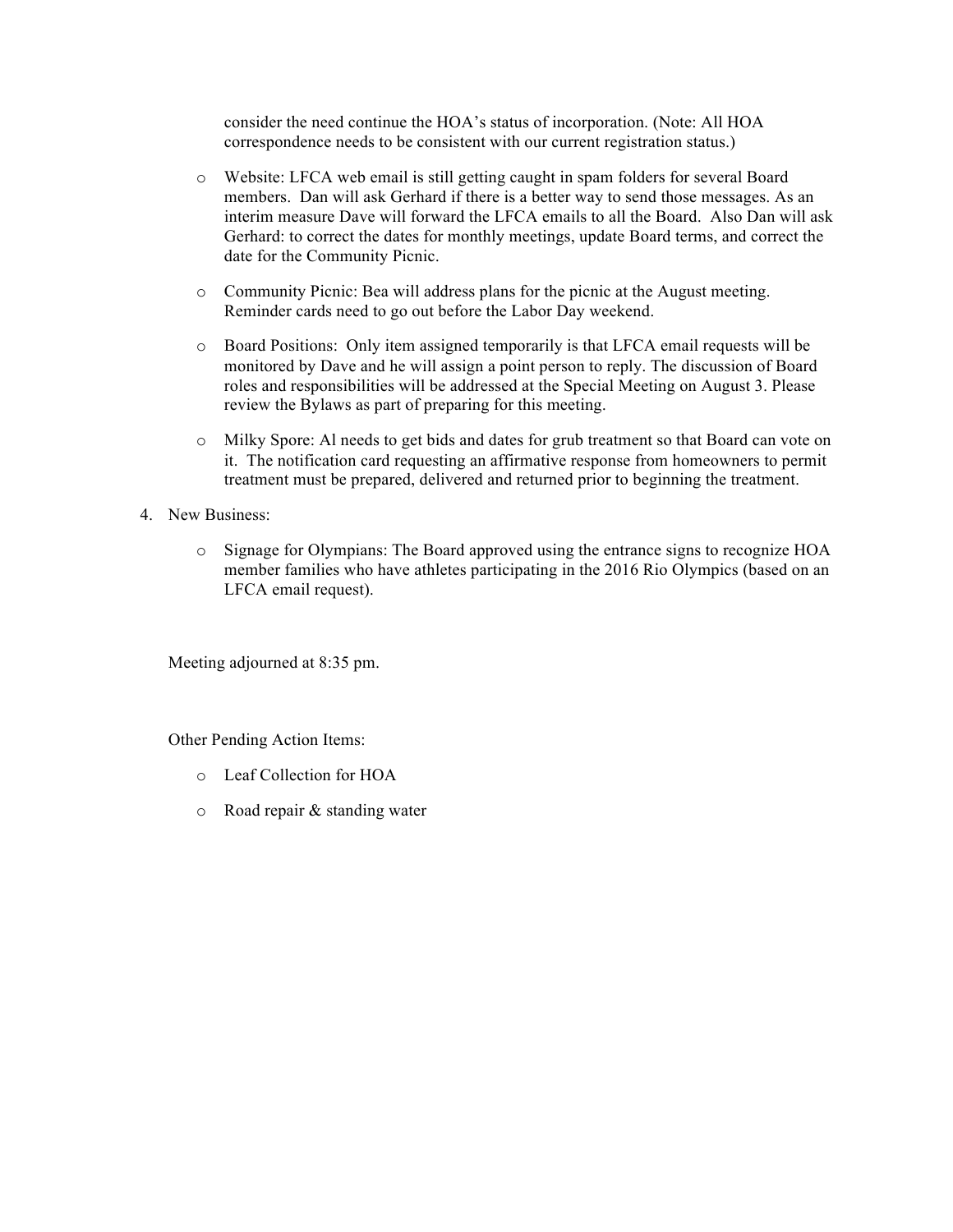consider the need continue the HOA's status of incorporation. (Note: All HOA correspondence needs to be consistent with our current registration status.)

- Website: LFCA web email is still getting caught in spam folders for several Board members. Dan will ask Gerhard if there is a better way to send those messages. As an interim measure Dave will forward the LFCA emails to all the Board. Also Dan will ask Gerhard: to correct the dates for monthly meetings, update Board terms, and correct the date for the Community Picnic.

- Community Picnic: Bea will address plans for the picnic at the August meeting. Reminder cards need to go out before the Labor Day weekend.

- Board Positions: Only item assigned temporarily is that LFCA email requests will be monitored by Dave and he will assign a point person to reply. The discussion of Board roles and responsibilities will be addressed at the Special Meeting on August 3. Please review the Bylaws as part of preparing for this meeting.

- Milky Spore: Al needs to get bids and dates for grub treatment so that Board can vote on it. The notification card requesting an affirmative response from homeowners to permit treatment must be prepared, delivered and returned prior to beginning the treatment.

4. New Business:

   - Signage for Olympians: The Board approved using the entrance signs to recognize HOA member families who have athletes participating in the 2016 Rio Olympics (based on an LFCA email request).

Meeting adjourned at 8:35 pm.

Other Pending Action Items:

- Leaf Collection for HOA
- Road repair & standing water